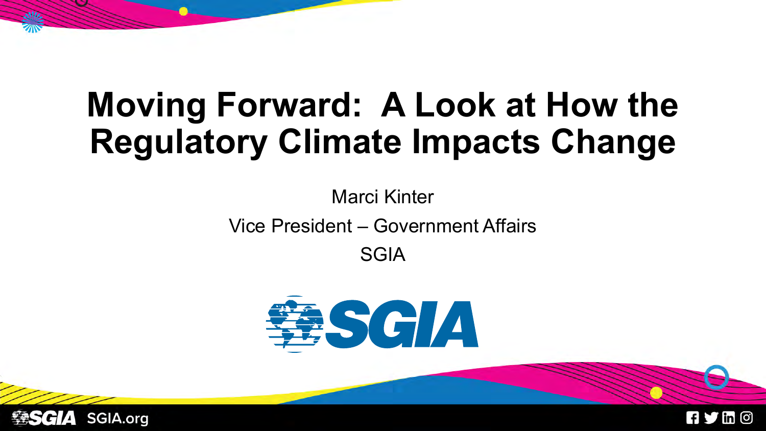# Moving Forward: A Look at How the Regulatory Climate Impacts Change

Marci Kinter

Vice President – Government Affairs

SGIA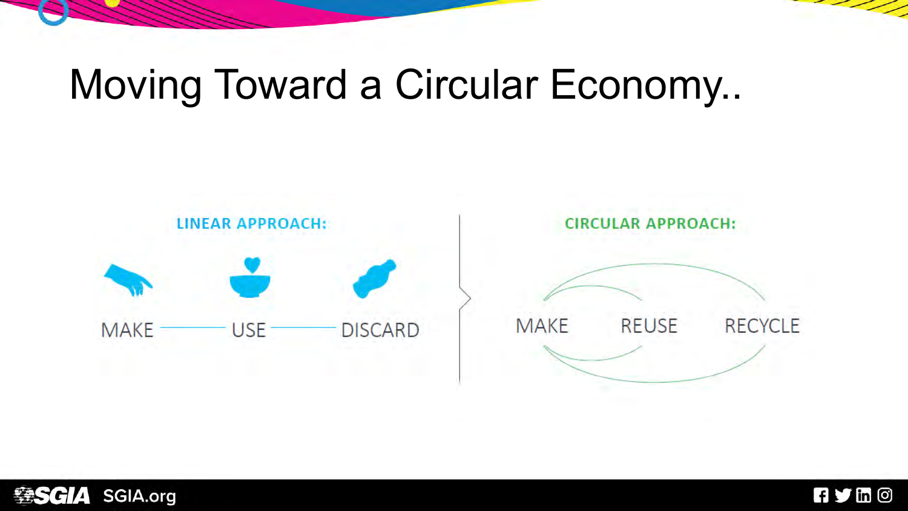# Moving Toward a Circular Economy..

**LINEAR APPROACH:**

MAKE — USE — DISCARD

**CIRCULAR APPROACH:**

MAKE REUSE RECYCLE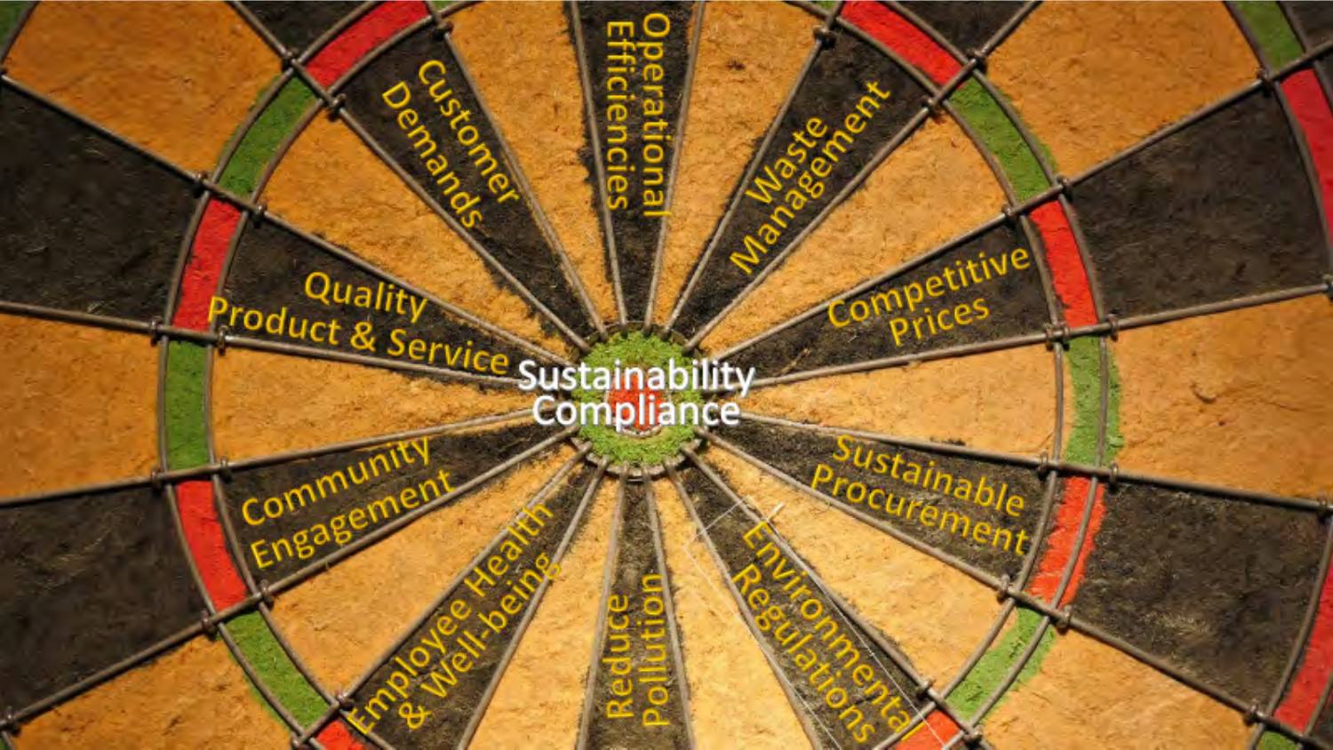Sustainability Compliance

- Customer Demands
- Operational Efficiencies
- Waste Management
- Competitive Prices
- Sustainable Procurement
- Environmental Regulations
- Reduce Pollution
- Employee Health & Well-being
- Community Engagement
- Quality Product & Service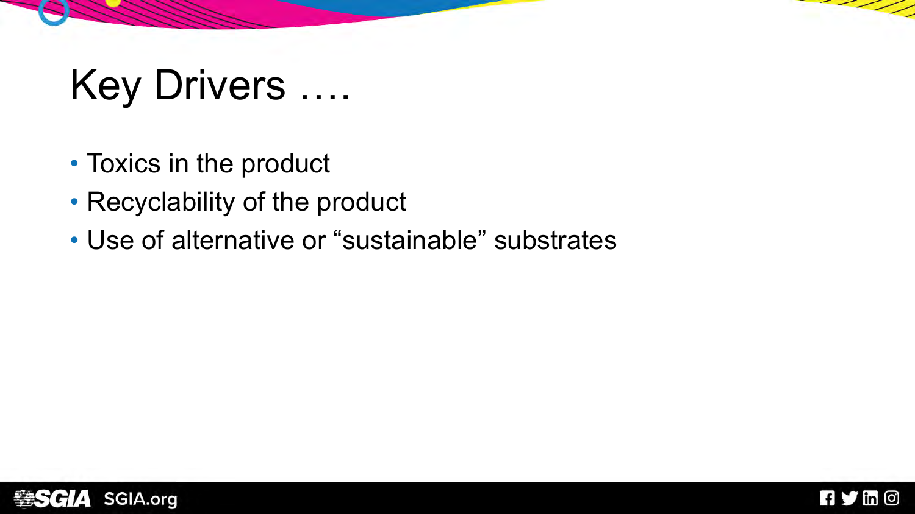# Key Drivers ….

- Toxics in the product
- Recyclability of the product
- Use of alternative or “sustainable” substrates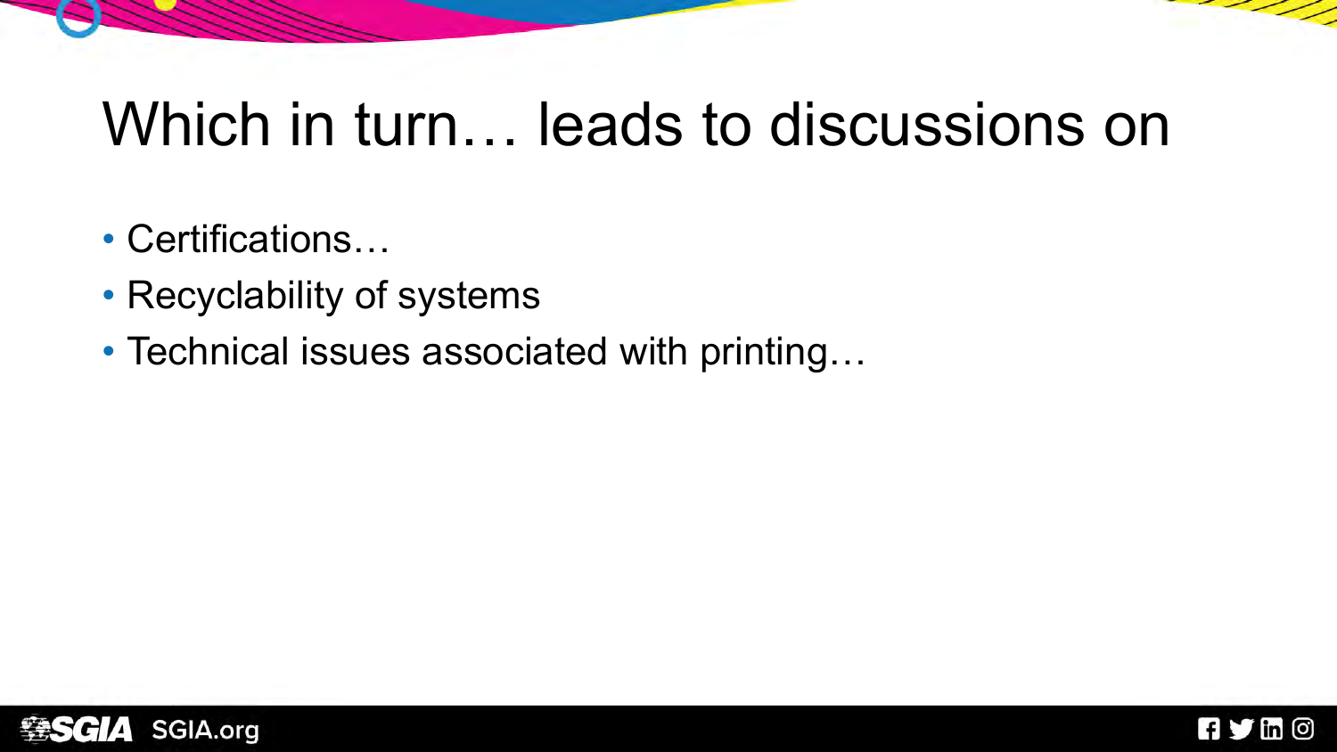# Which in turn… leads to discussions on

- Certifications…
- Recyclability of systems
- Technical issues associated with printing…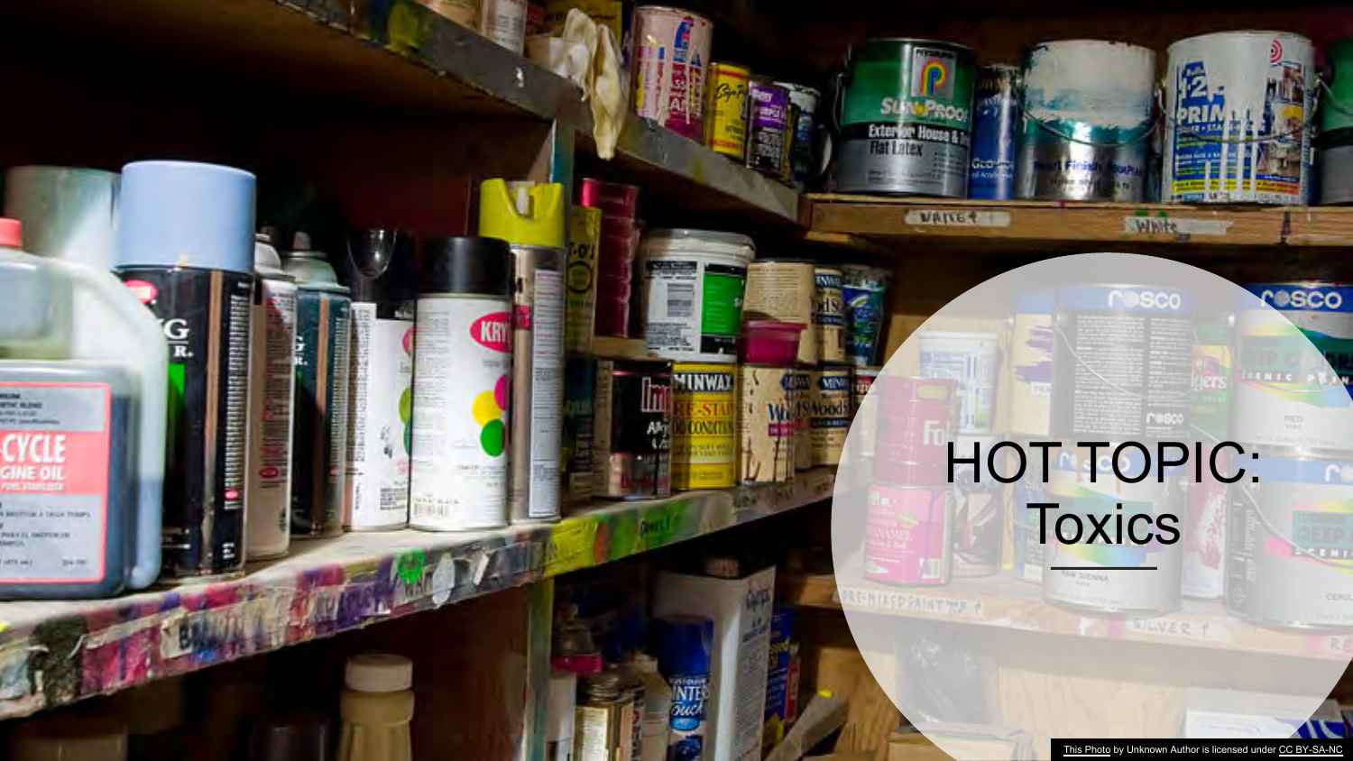# HOT TOPIC: Toxics

This Photo by Unknown Author is licensed under CC BY-SA-NC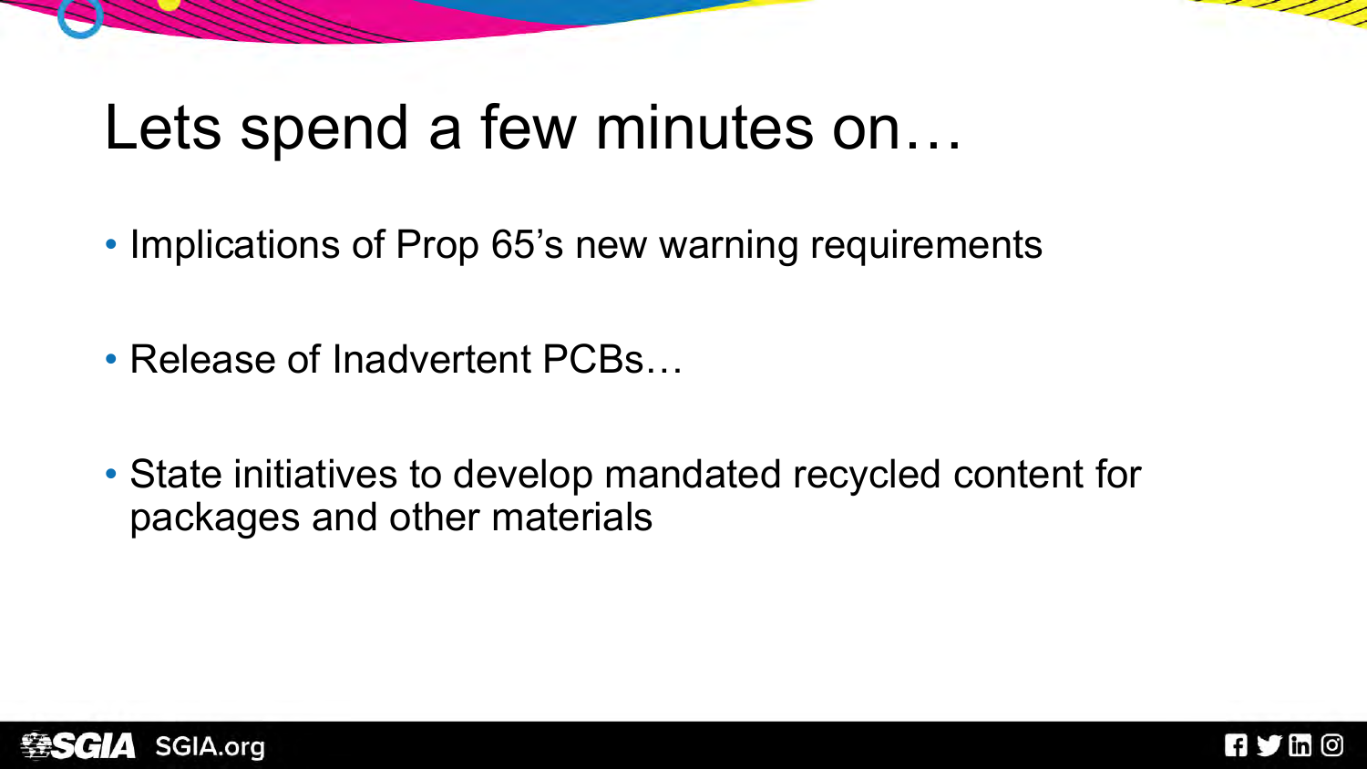# Lets spend a few minutes on…

- Implications of Prop 65's new warning requirements
- Release of Inadvertent PCBs…
- State initiatives to develop mandated recycled content for packages and other materials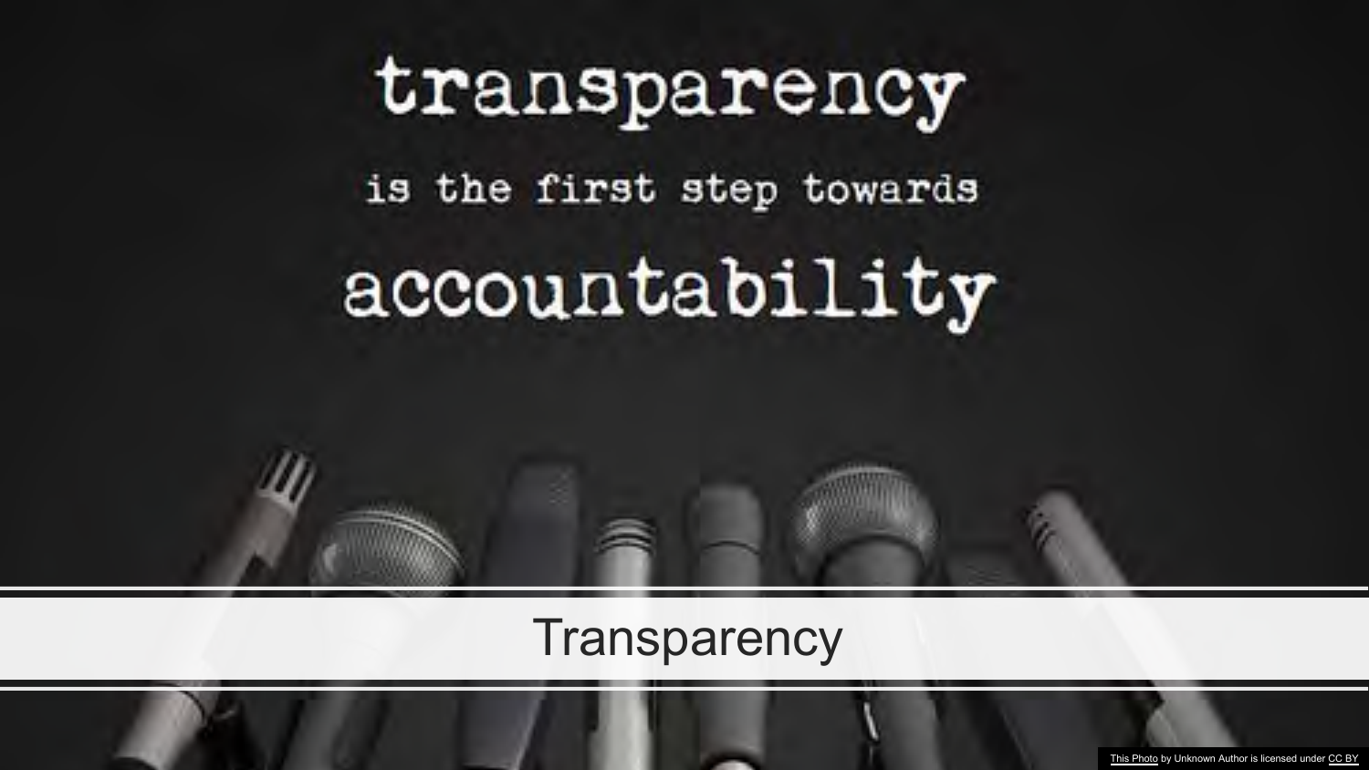transparency

is the first step towards

accountability

# Transparency

This Photo by Unknown Author is licensed under CC BY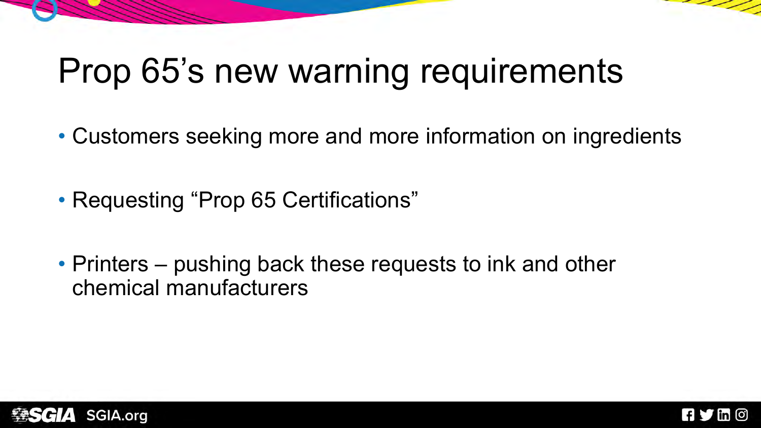# Prop 65's new warning requirements

- Customers seeking more and more information on ingredients
- Requesting "Prop 65 Certifications"
- Printers – pushing back these requests to ink and other chemical manufacturers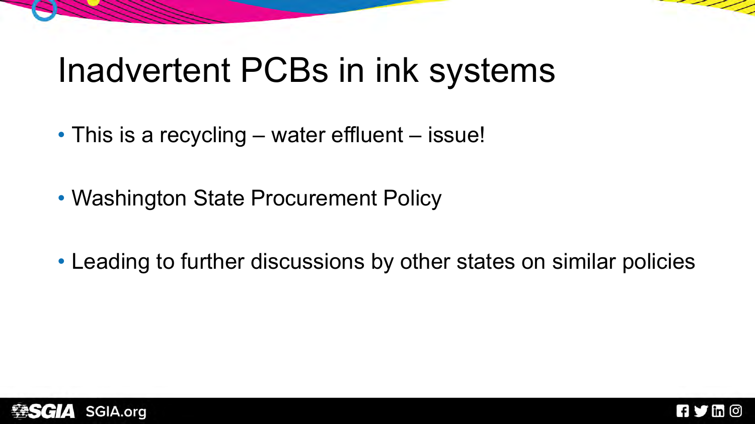# Inadvertent PCBs in ink systems

- This is a recycling – water effluent – issue!
- Washington State Procurement Policy
- Leading to further discussions by other states on similar policies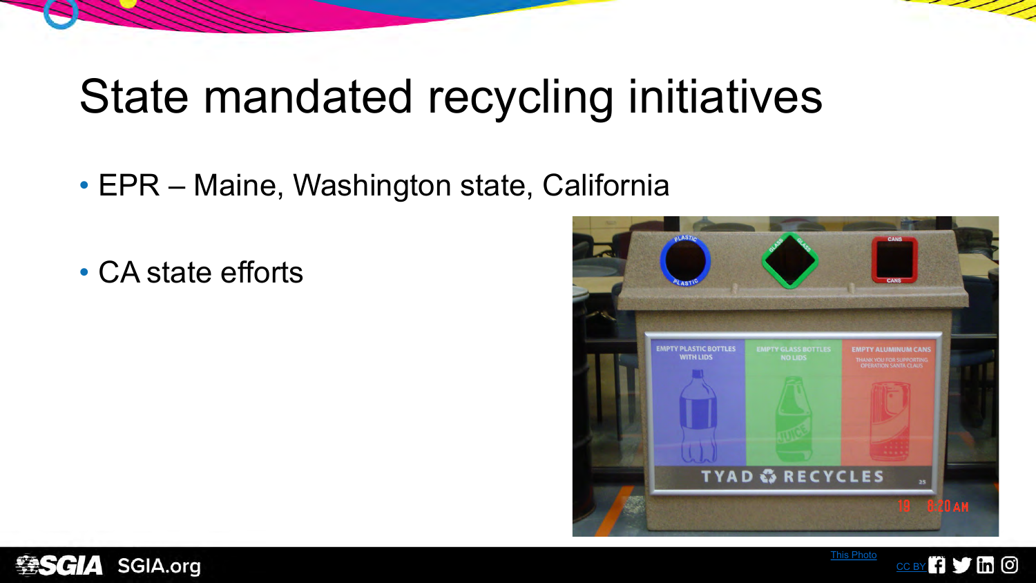# State mandated recycling initiatives

- EPR – Maine, Washington state, California
- CA state efforts

This Photo CC BY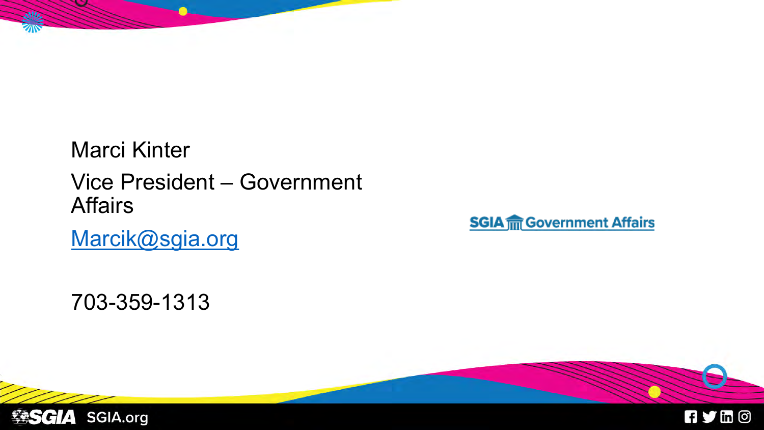Marci Kinter

Vice President – Government Affairs

Marcik@sgia.org

703-359-1313

SGIA Government Affairs